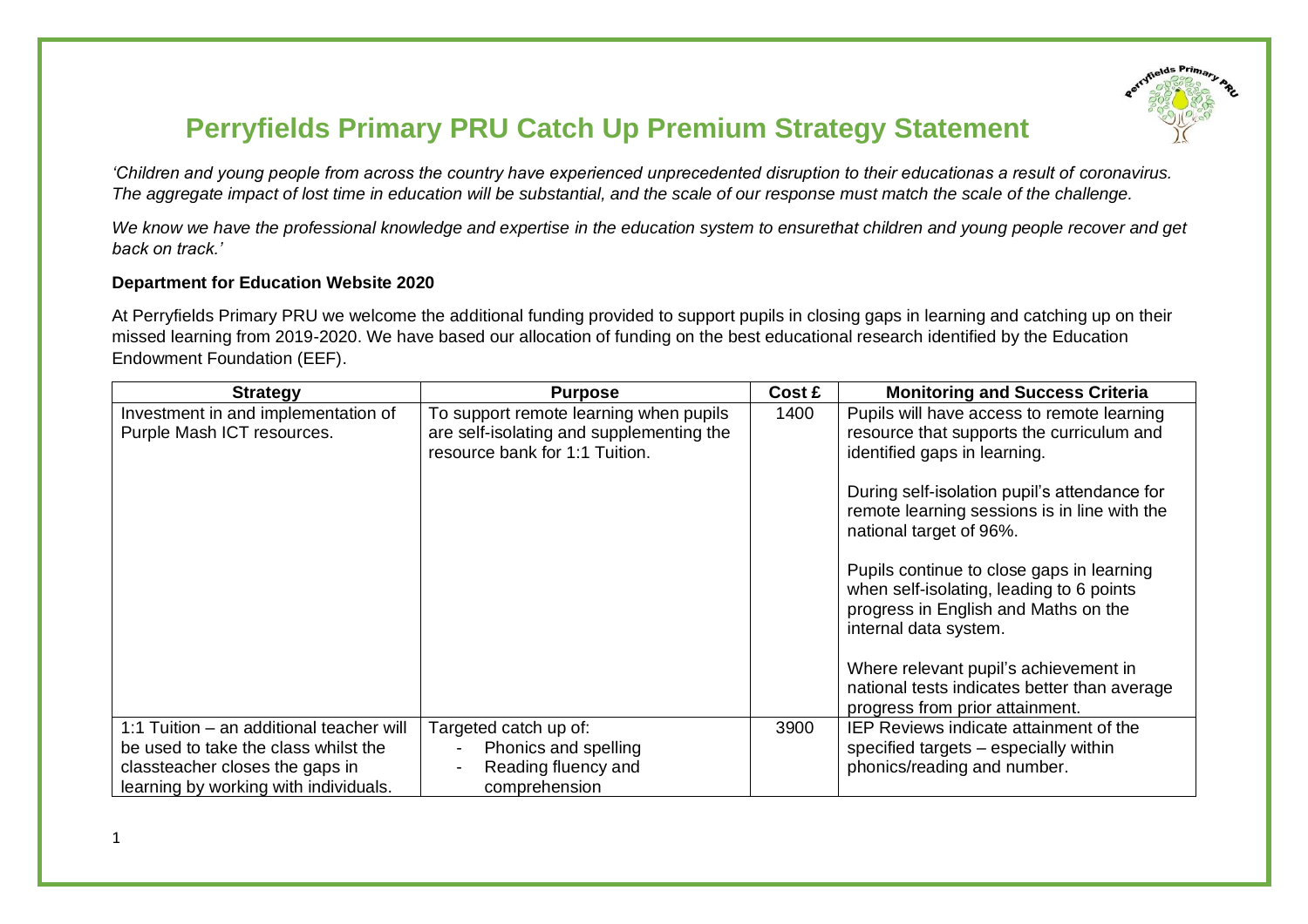# Perryfields Primary PRU Catch Up Premium Strategy Statement

*'Children and young people from across the country have experienced unprecedented disruption to their educationas a result of coronavirus. The aggregate impact of lost time in education will be substantial, and the scale of our response must match the scale of the challenge.*

*We know we have the professional knowledge and expertise in the education system to ensurethat children and young people recover and get back on track.'*

**Department for Education Website 2020**

At Perryfields Primary PRU we welcome the additional funding provided to support pupils in closing gaps in learning and catching up on their missed learning from 2019-2020. We have based our allocation of funding on the best educational research identified by the Education Endowment Foundation (EEF).

| Strategy | Purpose | Cost £ | Monitoring and Success Criteria |
|---|---|---|---|
| Investment in and implementation of Purple Mash ICT resources. | To support remote learning when pupils are self-isolating and supplementing the resource bank for 1:1 Tuition. | 1400 | Pupils will have access to remote learning resource that supports the curriculum and identified gaps in learning.<br><br>During self-isolation pupil's attendance for remote learning sessions is in line with the national target of 96%.<br><br>Pupils continue to close gaps in learning when self-isolating, leading to 6 points progress in English and Maths on the internal data system.<br><br>Where relevant pupil's achievement in national tests indicates better than average progress from prior attainment. |
| 1:1 Tuition – an additional teacher will be used to take the class whilst the classteacher closes the gaps in learning by working with individuals. | Targeted catch up of:<br>- Phonics and spelling<br>- Reading fluency and comprehension | 3900 | IEP Reviews indicate attainment of the specified targets – especially within phonics/reading and number. |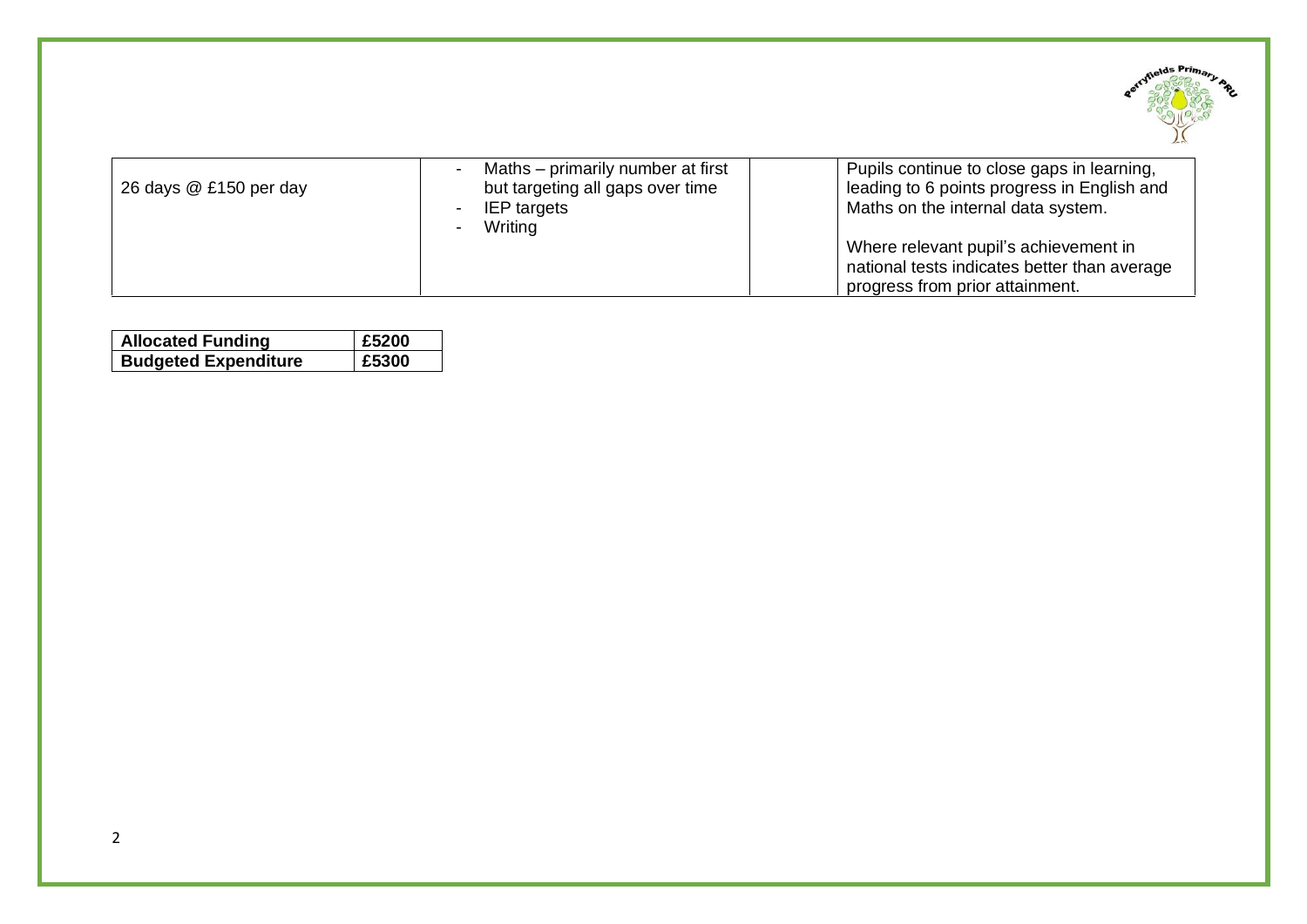| | | | |
|---|---|---|---|
| 26 days @ £150 per day | - Maths – primarily number at first but targeting all gaps over time<br>- IEP targets<br>- Writing | | Pupils continue to close gaps in learning, leading to 6 points progress in English and Maths on the internal data system.<br><br>Where relevant pupil's achievement in national tests indicates better than average progress from prior attainment. |

| | |
|---|---|
| **Allocated Funding** | **£5200** |
| **Budgeted Expenditure** | **£5300** |